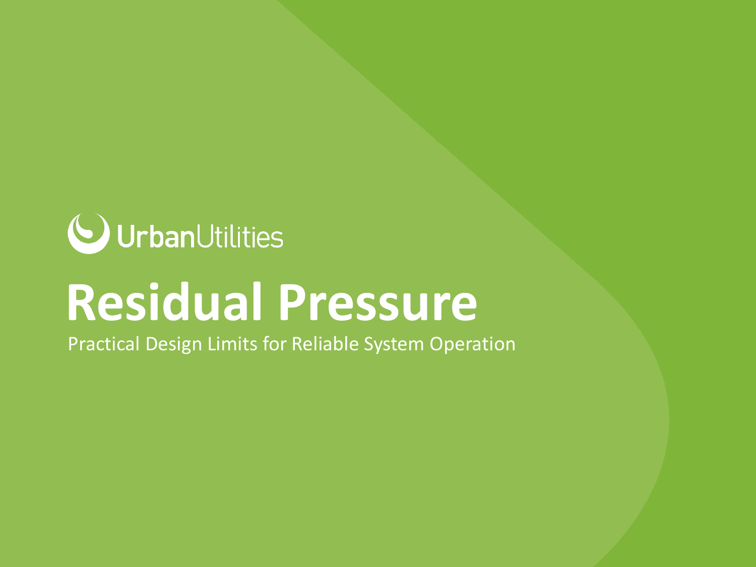UrbanUtilities

# Residual Pressure

Practical Design Limits for Reliable System Operation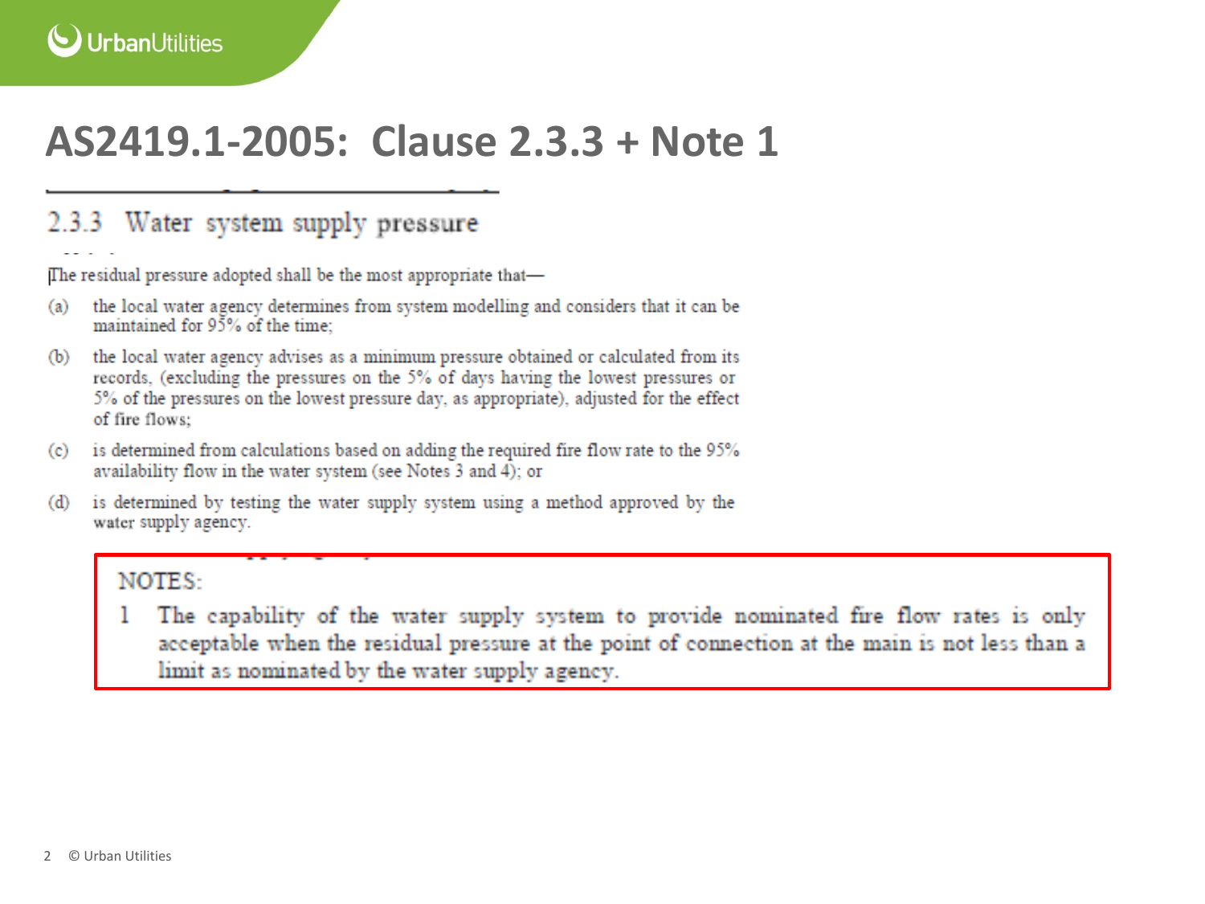# AS2419.1-2005: Clause 2.3.3 + Note 1

## 2.3.3 Water system supply pressure

The residual pressure adopted shall be the most appropriate that—

(a) the local water agency determines from system modelling and considers that it can be maintained for 95% of the time;

(b) the local water agency advises as a minimum pressure obtained or calculated from its records, (excluding the pressures on the 5% of days having the lowest pressures or 5% of the pressures on the lowest pressure day, as appropriate), adjusted for the effect of fire flows;

(c) is determined from calculations based on adding the required fire flow rate to the 95% availability flow in the water system (see Notes 3 and 4); or

(d) is determined by testing the water supply system using a method approved by the water supply agency.

NOTES:

1 The capability of the water supply system to provide nominated fire flow rates is only acceptable when the residual pressure at the point of connection at the main is not less than a limit as nominated by the water supply agency.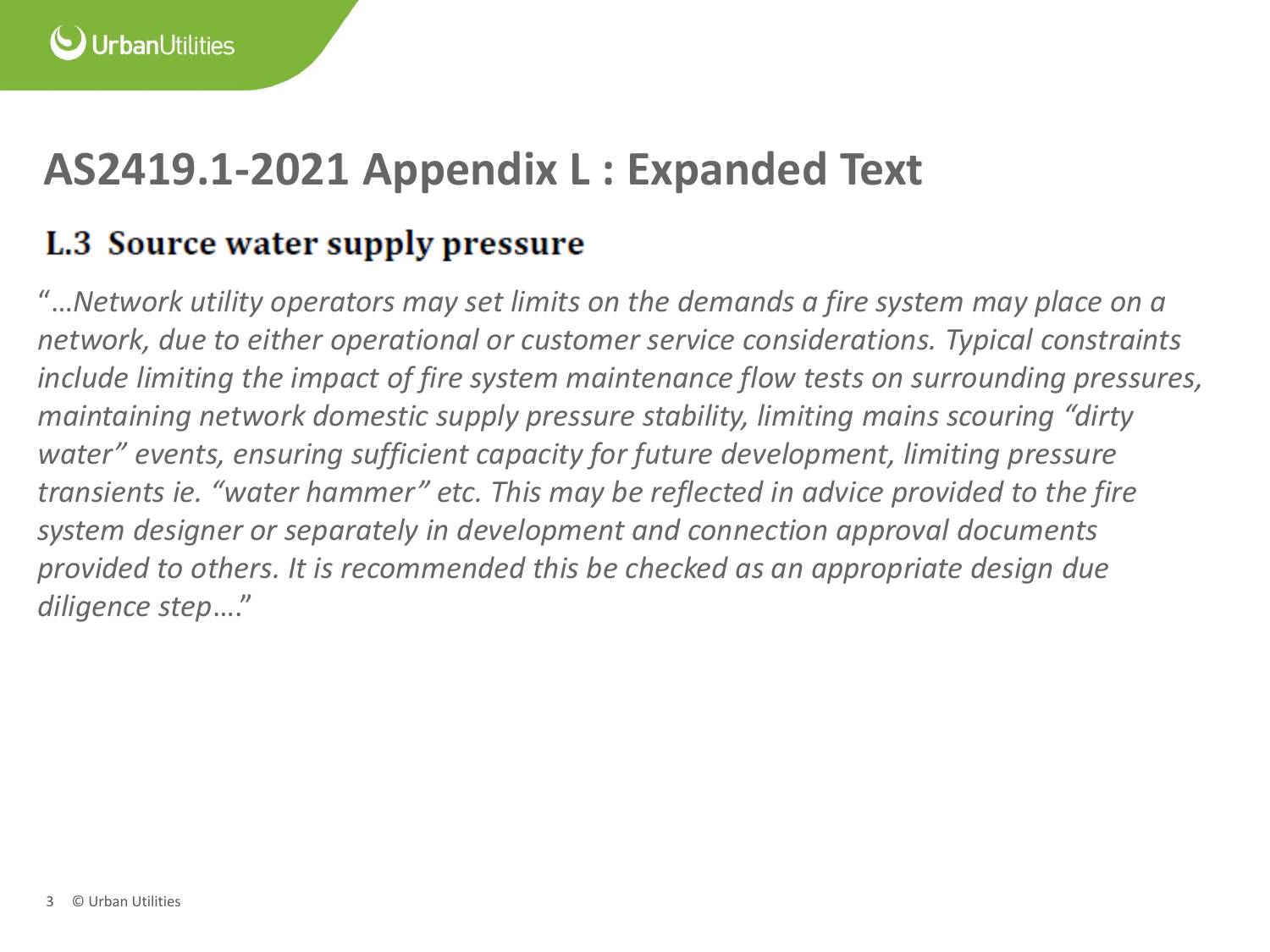# AS2419.1-2021 Appendix L : Expanded Text

## L.3 Source water supply pressure

*"…Network utility operators may set limits on the demands a fire system may place on a network, due to either operational or customer service considerations. Typical constraints include limiting the impact of fire system maintenance flow tests on surrounding pressures, maintaining network domestic supply pressure stability, limiting mains scouring "dirty water" events, ensuring sufficient capacity for future development, limiting pressure transients ie. "water hammer" etc. This may be reflected in advice provided to the fire system designer or separately in development and connection approval documents provided to others. It is recommended this be checked as an appropriate design due diligence step…."*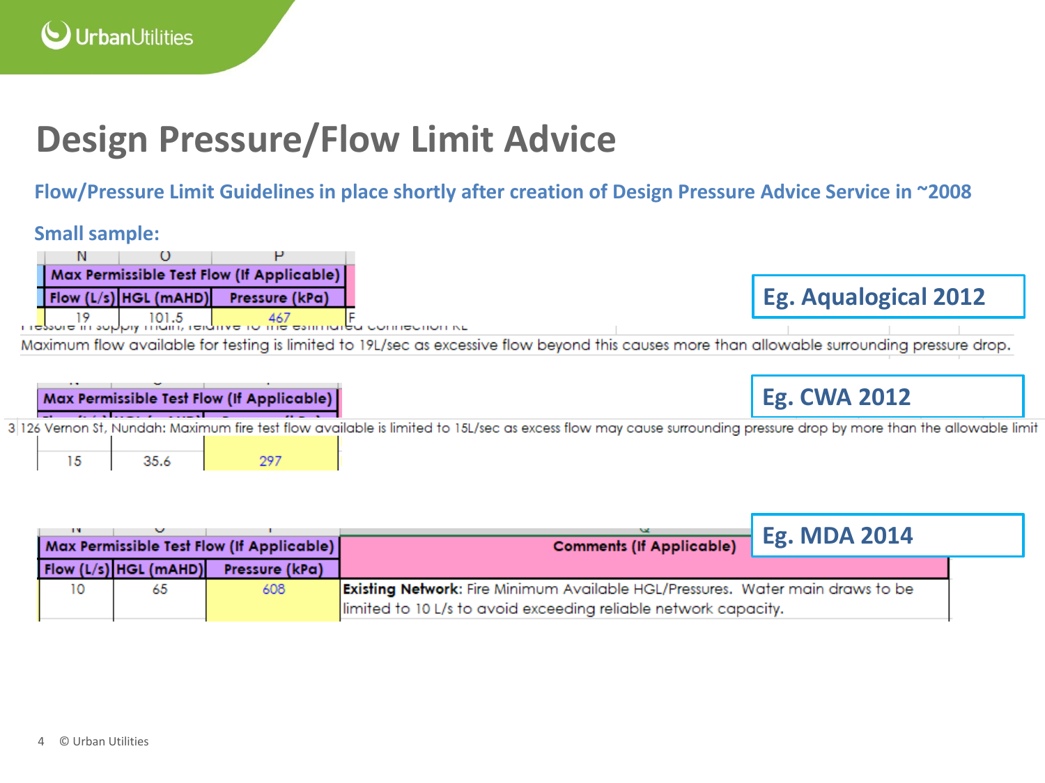# Design Pressure/Flow Limit Advice

**Flow/Pressure Limit Guidelines in place shortly after creation of Design Pressure Advice Service in ~2008**

**Small sample:**

**Eg. Aqualogical 2012**

| Max Permissible Test Flow (If Applicable) | | |
|---|---|---|
| Flow (L/s) | HGL (mAHD) | Pressure (kPa) |
| 19 | 101.5 | 467 |

Maximum flow available for testing is limited to 19L/sec as excessive flow beyond this causes more than allowable surrounding pressure drop.

**Eg. CWA 2012**

| Max Permissible Test Flow (If Applicable) | | |
|---|---|---|
| 15 | 35.6 | 297 |

3 126 Vernon St, Nundah: Maximum fire test flow available is limited to 15L/sec as excess flow may cause surrounding pressure drop by more than the allowable limit

**Eg. MDA 2014**

| Max Permissible Test Flow (If Applicable) | | | Comments (If Applicable) |
|---|---|---|---|
| Flow (L/s) | HGL (mAHD) | Pressure (kPa) | |
| 10 | 65 | 608 | **Existing Network:** Fire Minimum Available HGL/Pressures. Water main draws to be limited to 10 L/s to avoid exceeding reliable network capacity. |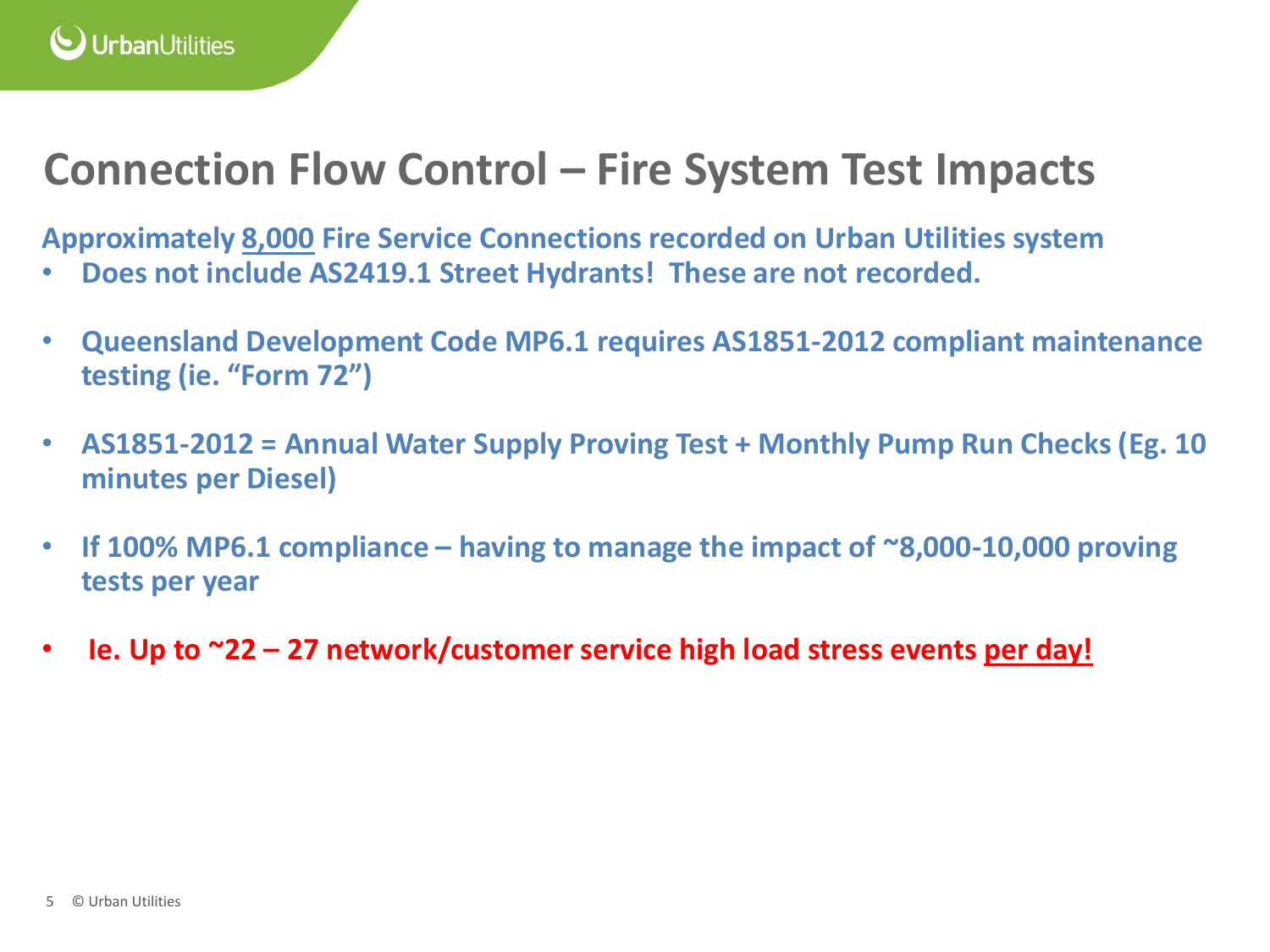# Connection Flow Control – Fire System Test Impacts

**Approximately 8,000 Fire Service Connections recorded on Urban Utilities system**

- **Does not include AS2419.1 Street Hydrants! These are not recorded.**

- **Queensland Development Code MP6.1 requires AS1851-2012 compliant maintenance testing (ie. "Form 72")**

- **AS1851-2012 = Annual Water Supply Proving Test + Monthly Pump Run Checks (Eg. 10 minutes per Diesel)**

- **If 100% MP6.1 compliance – having to manage the impact of ~8,000-10,000 proving tests per year**

- **Ie. Up to ~22 – 27 network/customer service high load stress events per day!**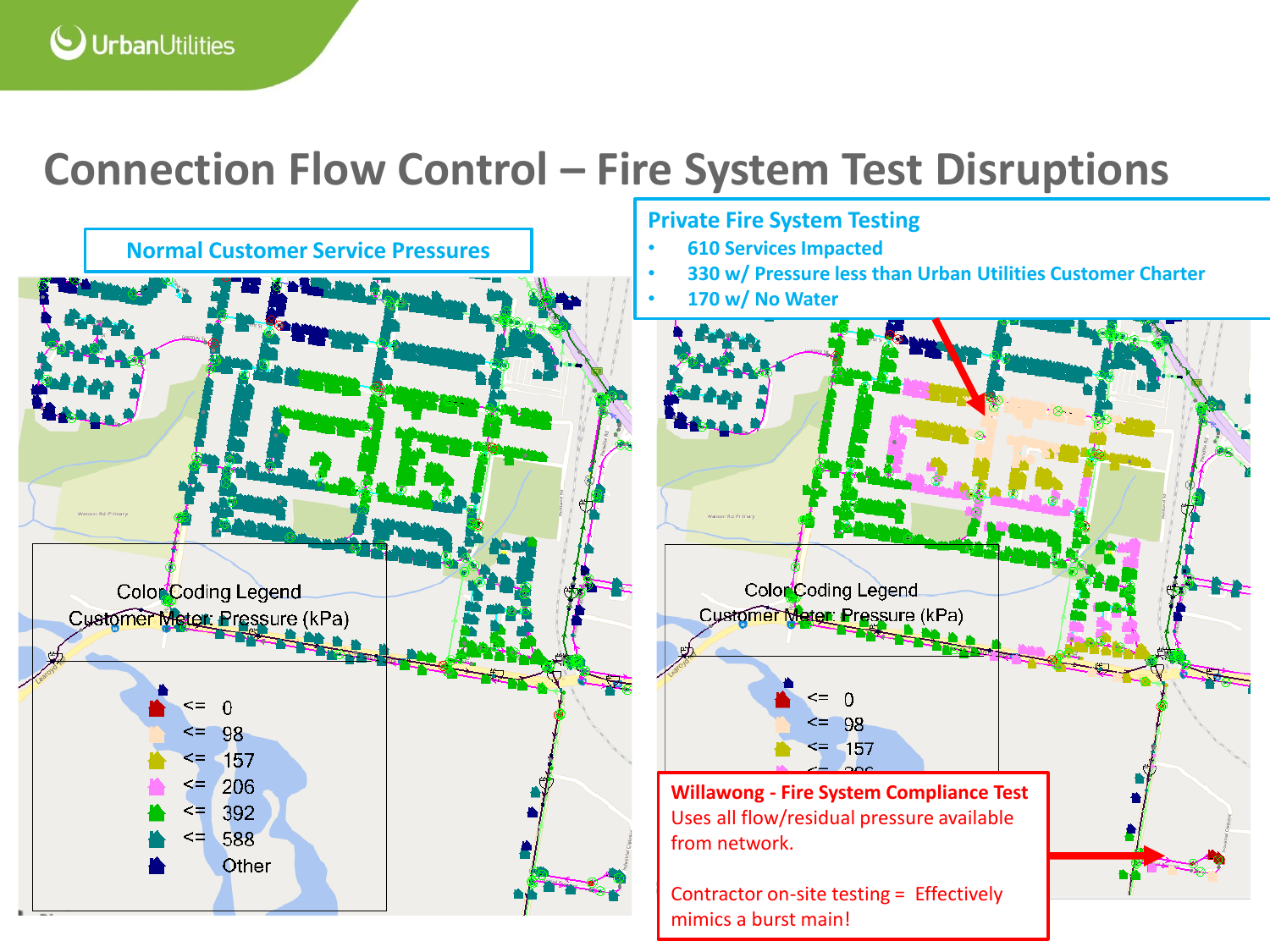# Connection Flow Control – Fire System Test Disruptions

**Normal Customer Service Pressures**

Color Coding Legend
Customer Meter: Pressure (kPa)

- <= 0
- <= 98
- <= 157
- <= 206
- <= 392
- <= 588
- Other

**Private Fire System Testing**

- 610 Services Impacted
- 330 w/ Pressure less than Urban Utilities Customer Charter
- 170 w/ No Water

Color Coding Legend
Customer Meter: Pressure (kPa)

- <= 0
- <= 98
- <= 157

**Willawong - Fire System Compliance Test**

Uses all flow/residual pressure available from network.

Contractor on-site testing = Effectively mimics a burst main!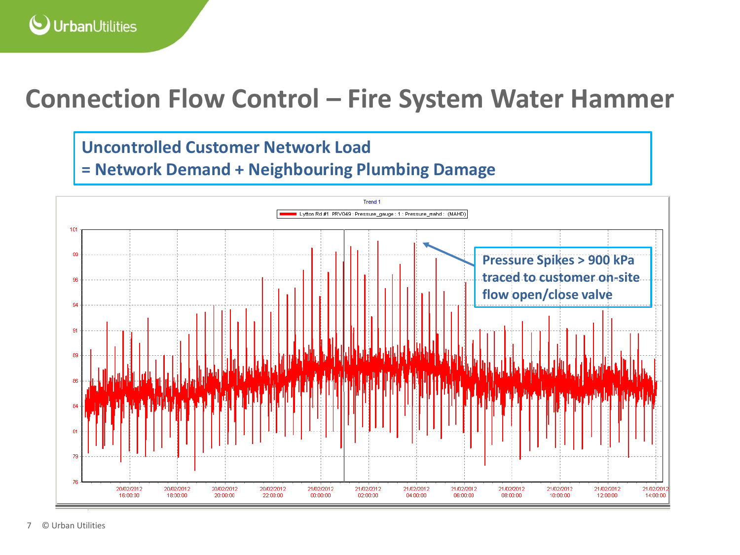# Connection Flow Control – Fire System Water Hammer

**Uncontrolled Customer Network Load**
**= Network Demand + Neighbouring Plumbing Damage**

Trend 1

Lytton Rd #1 PRV049 : Pressure_gauge : 1 : Pressure_mahd : (MAHD)

**Pressure Spikes > 900 kPa traced to customer on-site flow open/close valve**

© Urban Utilities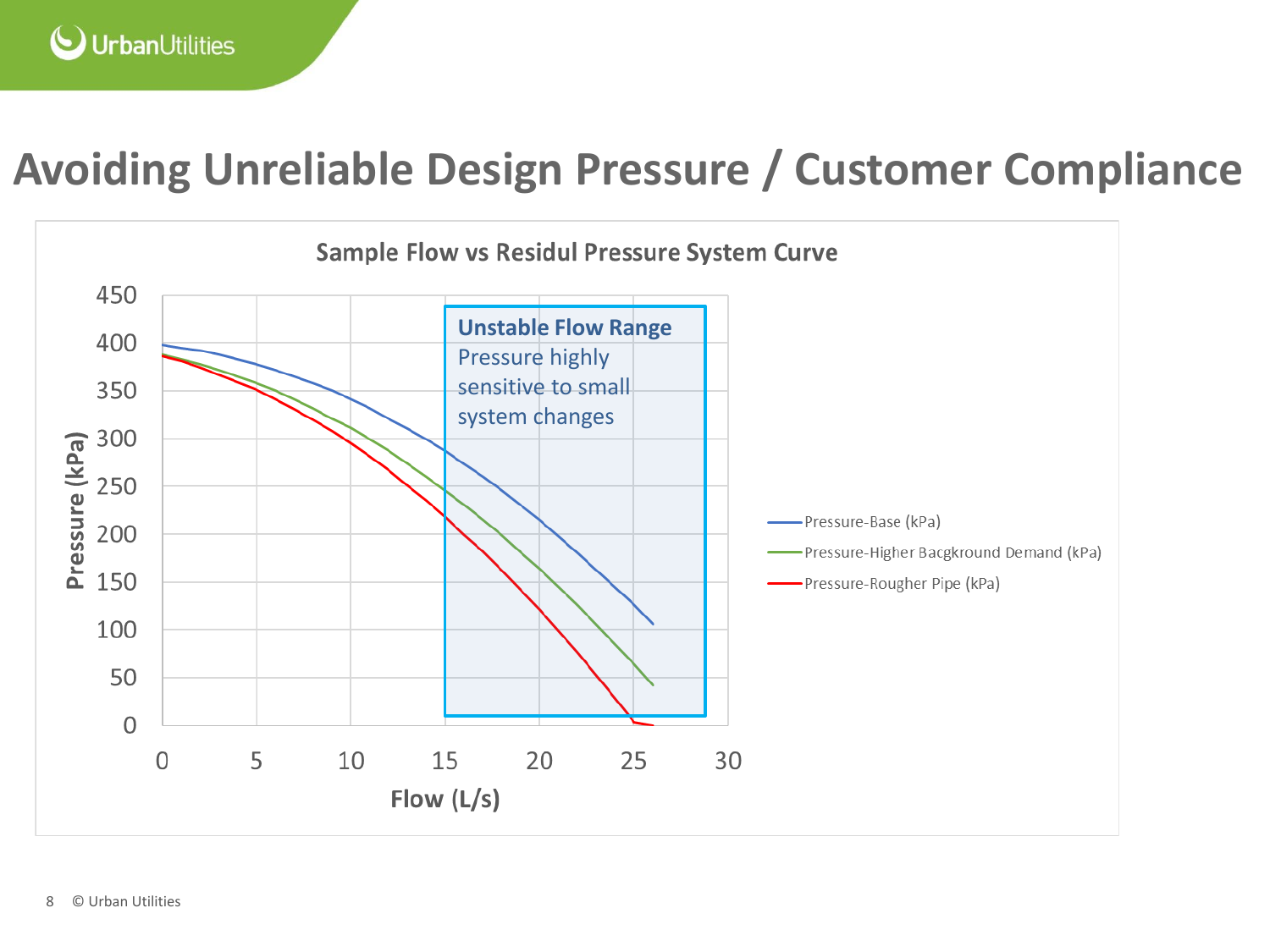# Avoiding Unreliable Design Pressure / Customer Compliance

Sample Flow vs Residul Pressure System Curve

Unstable Flow Range
Pressure highly sensitive to small system changes

Pressure (kPa)

Flow (L/s)

- Pressure-Base (kPa)
- Pressure-Higher Bacgkround Demand (kPa)
- Pressure-Rougher Pipe (kPa)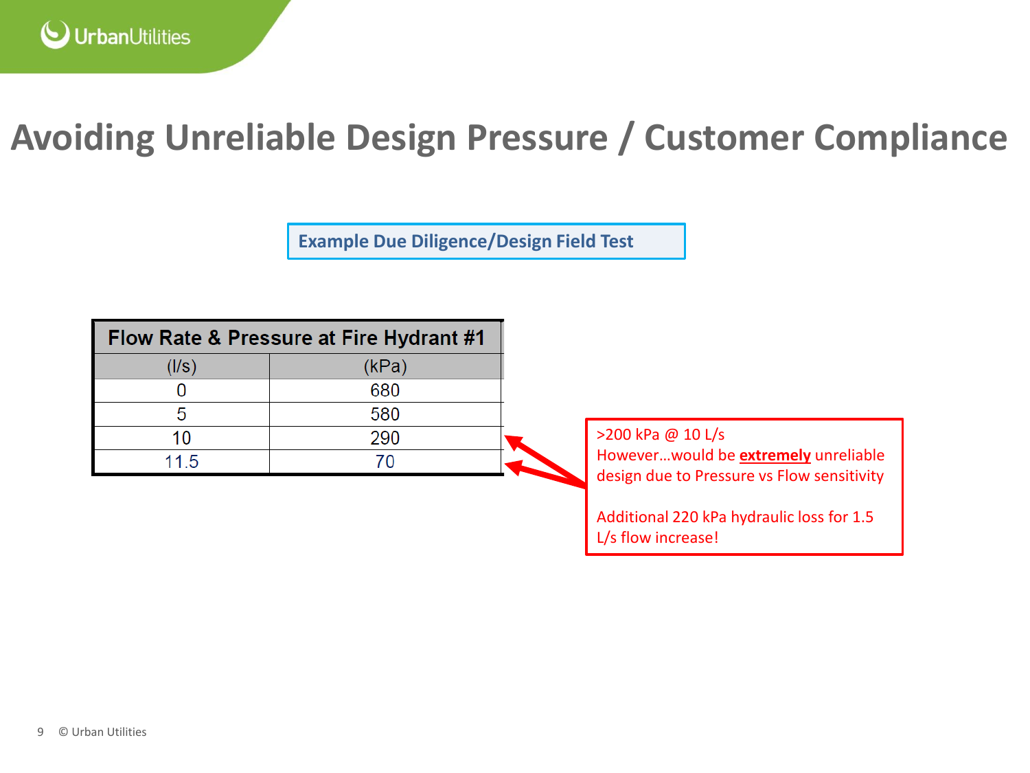# Avoiding Unreliable Design Pressure / Customer Compliance

**Example Due Diligence/Design Field Test**

| Flow Rate & Pressure at Fire Hydrant #1 | |
|---|---|
| (l/s) | (kPa) |
| 0 | 680 |
| 5 | 580 |
| 10 | 290 |
| 11.5 | 70 |

>200 kPa @ 10 L/s
However…would be **extremely** unreliable design due to Pressure vs Flow sensitivity

Additional 220 kPa hydraulic loss for 1.5 L/s flow increase!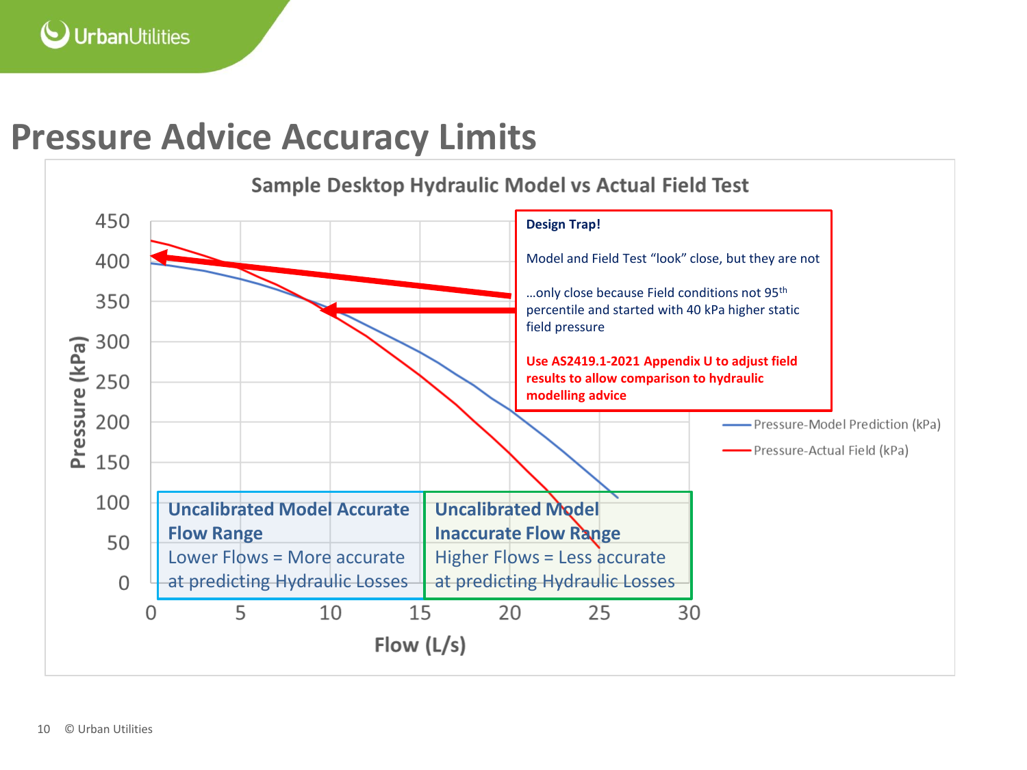# Pressure Advice Accuracy Limits

**Sample Desktop Hydraulic Model vs Actual Field Test**

**Design Trap!**

Model and Field Test "look" close, but they are not

…only close because Field conditions not 95th percentile and started with 40 kPa higher static field pressure

**Use AS2419.1-2021 Appendix U to adjust field results to allow comparison to hydraulic modelling advice**

Pressure (kPa): 0, 50, 100, 150, 200, 250, 300, 350, 400, 450

Flow (L/s): 0, 5, 10, 15, 20, 25, 30

- Pressure-Model Prediction (kPa)
- Pressure-Actual Field (kPa)

**Uncalibrated Model Accurate Flow Range**
Lower Flows = More accurate at predicting Hydraulic Losses

**Uncalibrated Model Inaccurate Flow Range**
Higher Flows = Less accurate at predicting Hydraulic Losses

© Urban Utilities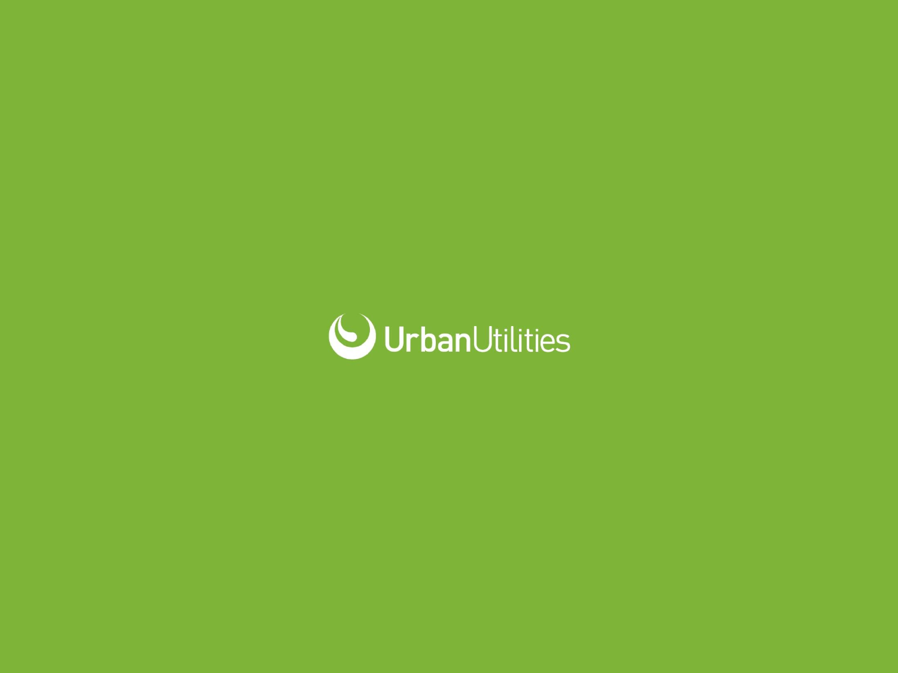UrbanUtilities